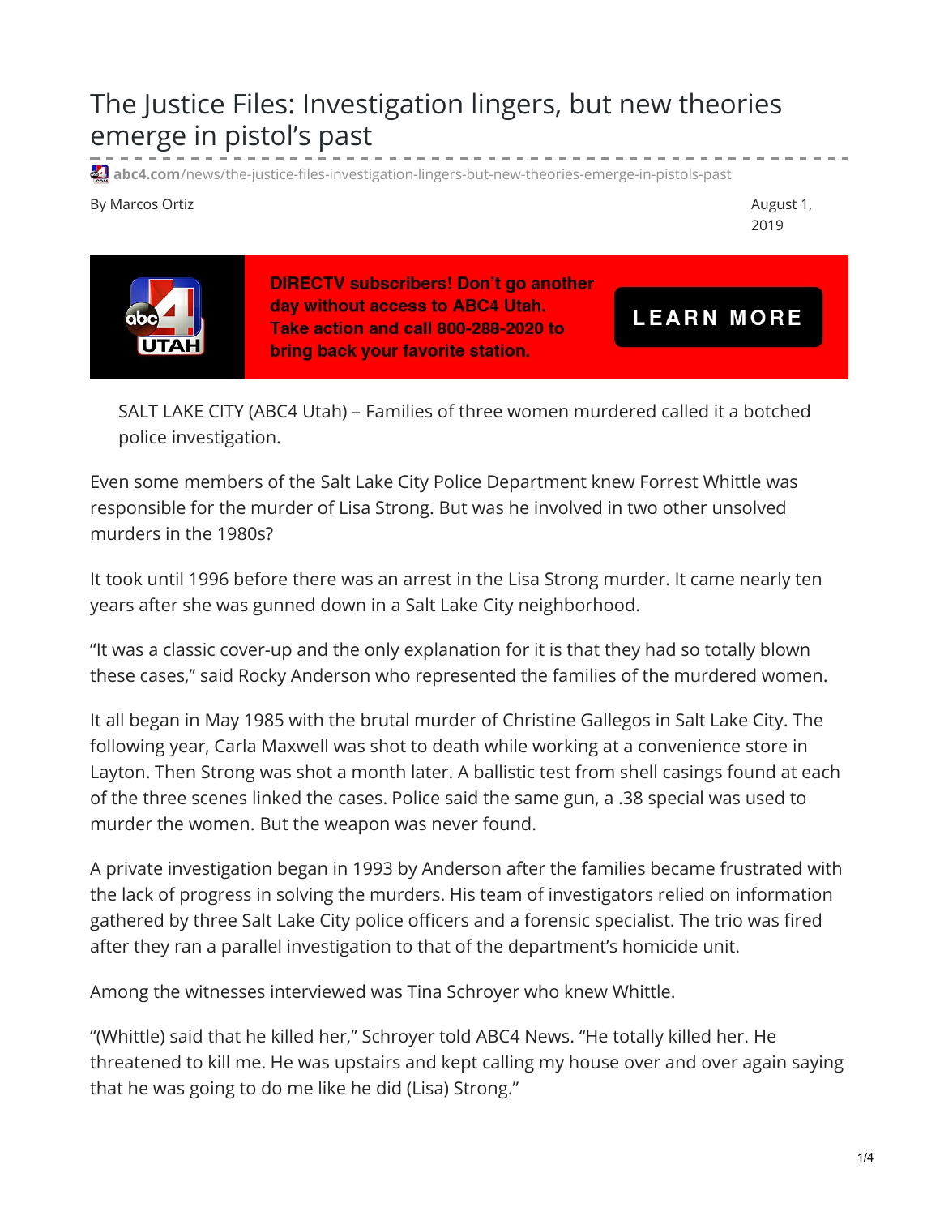# The Justice Files: Investigation lingers, but new theories emerge in pistol's past

abc4.com/news/the-justice-files-investigation-lingers-but-new-theories-emerge-in-pistols-past

By Marcos Ortiz

August 1, 2019

**DIRECTV subscribers! Don't go another day without access to ABC4 Utah. Take action and call 800-288-2020 to bring back your favorite station.**

**LEARN MORE**

> SALT LAKE CITY (ABC4 Utah) – Families of three women murdered called it a botched police investigation.

Even some members of the Salt Lake City Police Department knew Forrest Whittle was responsible for the murder of Lisa Strong. But was he involved in two other unsolved murders in the 1980s?

It took until 1996 before there was an arrest in the Lisa Strong murder. It came nearly ten years after she was gunned down in a Salt Lake City neighborhood.

"It was a classic cover-up and the only explanation for it is that they had so totally blown these cases," said Rocky Anderson who represented the families of the murdered women.

It all began in May 1985 with the brutal murder of Christine Gallegos in Salt Lake City. The following year, Carla Maxwell was shot to death while working at a convenience store in Layton. Then Strong was shot a month later. A ballistic test from shell casings found at each of the three scenes linked the cases. Police said the same gun, a .38 special was used to murder the women. But the weapon was never found.

A private investigation began in 1993 by Anderson after the families became frustrated with the lack of progress in solving the murders. His team of investigators relied on information gathered by three Salt Lake City police officers and a forensic specialist. The trio was fired after they ran a parallel investigation to that of the department's homicide unit.

Among the witnesses interviewed was Tina Schroyer who knew Whittle.

"(Whittle) said that he killed her," Schroyer told ABC4 News. "He totally killed her. He threatened to kill me. He was upstairs and kept calling my house over and over again saying that he was going to do me like he did (Lisa) Strong."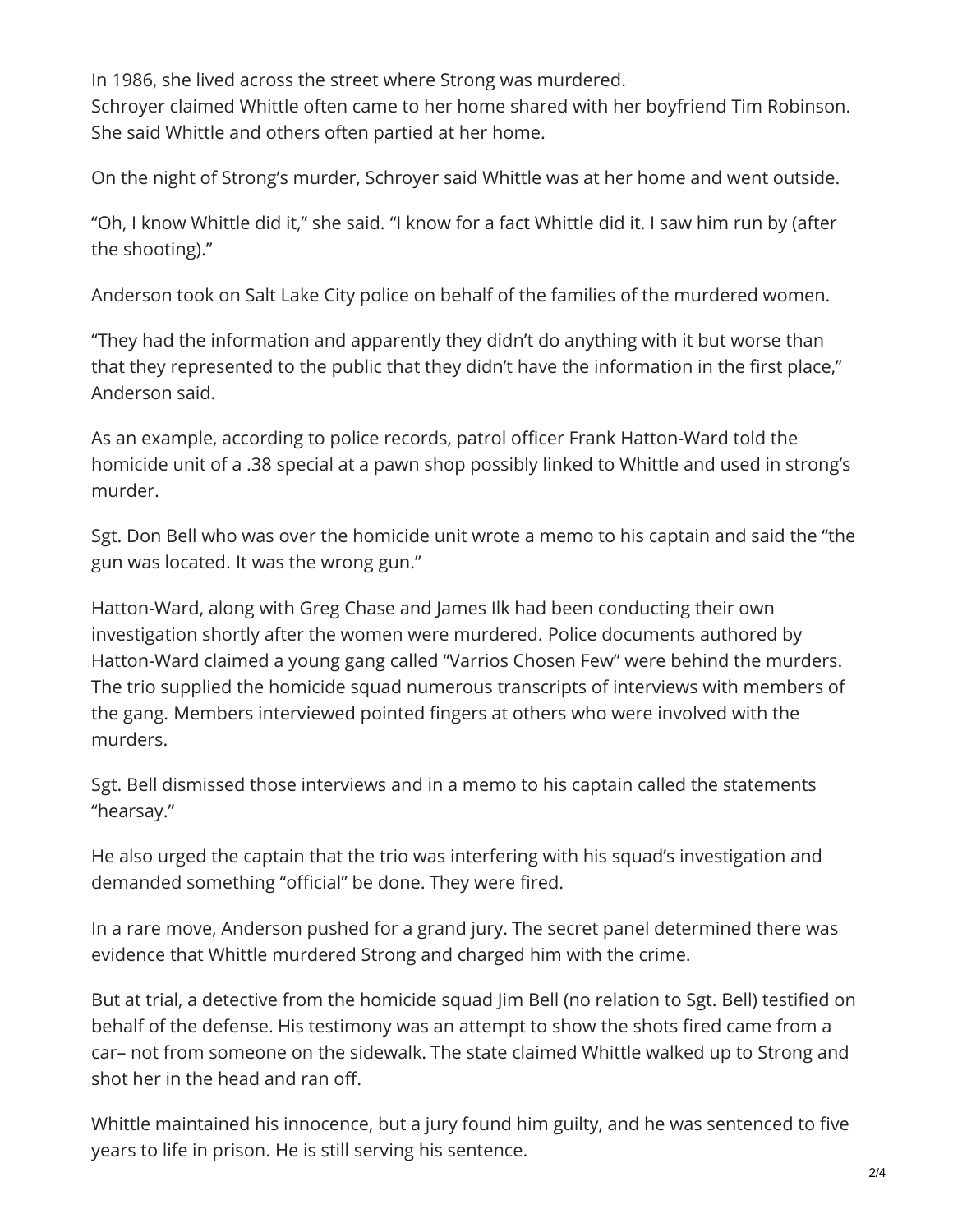In 1986, she lived across the street where Strong was murdered.
Schroyer claimed Whittle often came to her home shared with her boyfriend Tim Robinson. She said Whittle and others often partied at her home.

On the night of Strong's murder, Schroyer said Whittle was at her home and went outside.

"Oh, I know Whittle did it," she said. "I know for a fact Whittle did it. I saw him run by (after the shooting)."

Anderson took on Salt Lake City police on behalf of the families of the murdered women.

"They had the information and apparently they didn't do anything with it but worse than that they represented to the public that they didn't have the information in the first place," Anderson said.

As an example, according to police records, patrol officer Frank Hatton-Ward told the homicide unit of a .38 special at a pawn shop possibly linked to Whittle and used in strong's murder.

Sgt. Don Bell who was over the homicide unit wrote a memo to his captain and said the "the gun was located. It was the wrong gun."

Hatton-Ward, along with Greg Chase and James Ilk had been conducting their own investigation shortly after the women were murdered. Police documents authored by Hatton-Ward claimed a young gang called "Varrios Chosen Few" were behind the murders. The trio supplied the homicide squad numerous transcripts of interviews with members of the gang. Members interviewed pointed fingers at others who were involved with the murders.

Sgt. Bell dismissed those interviews and in a memo to his captain called the statements "hearsay."

He also urged the captain that the trio was interfering with his squad's investigation and demanded something "official" be done. They were fired.

In a rare move, Anderson pushed for a grand jury. The secret panel determined there was evidence that Whittle murdered Strong and charged him with the crime.

But at trial, a detective from the homicide squad Jim Bell (no relation to Sgt. Bell) testified on behalf of the defense. His testimony was an attempt to show the shots fired came from a car– not from someone on the sidewalk. The state claimed Whittle walked up to Strong and shot her in the head and ran off.

Whittle maintained his innocence, but a jury found him guilty, and he was sentenced to five years to life in prison. He is still serving his sentence.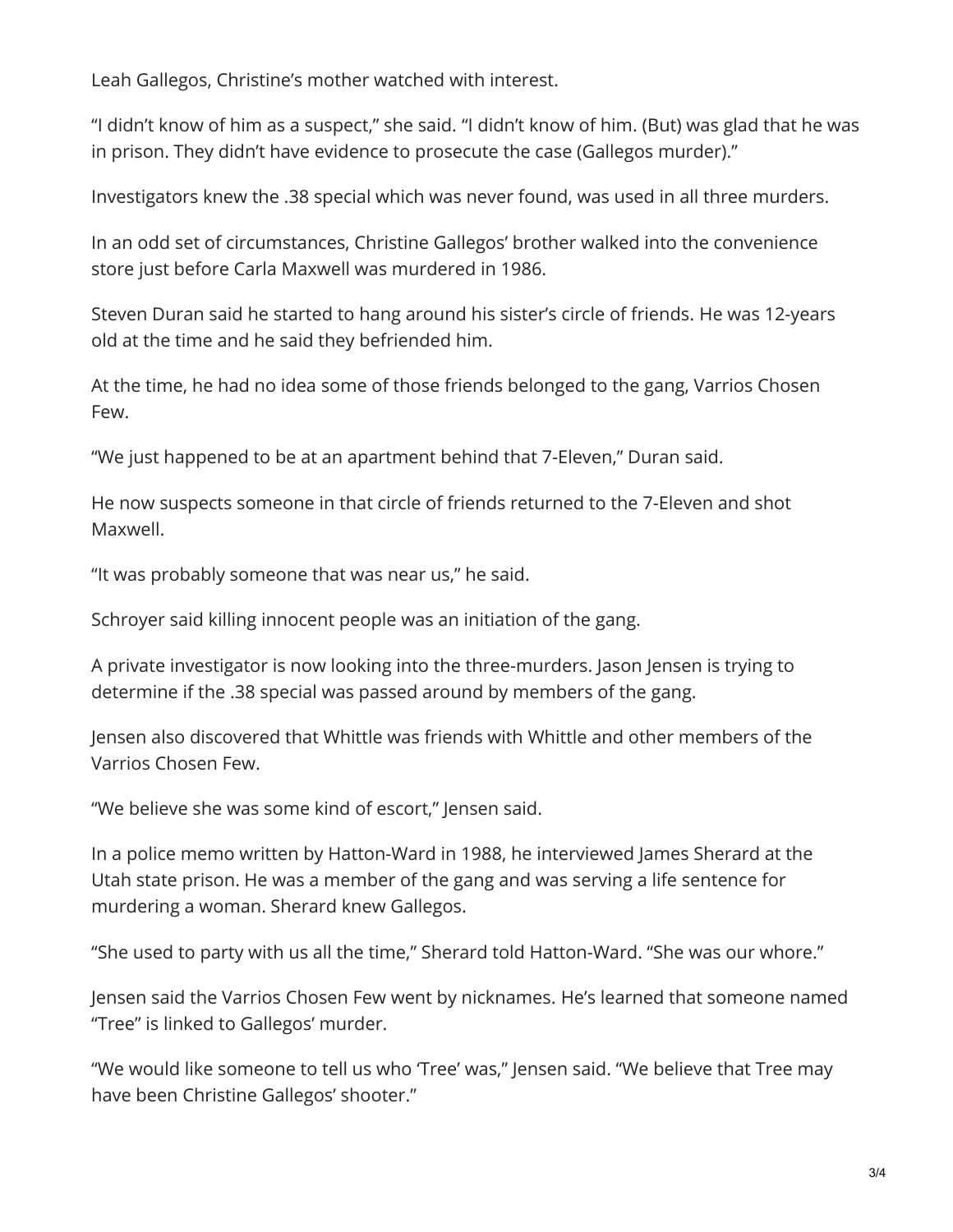Leah Gallegos, Christine's mother watched with interest.

"I didn't know of him as a suspect," she said. "I didn't know of him. (But) was glad that he was in prison. They didn't have evidence to prosecute the case (Gallegos murder)."

Investigators knew the .38 special which was never found, was used in all three murders.

In an odd set of circumstances, Christine Gallegos' brother walked into the convenience store just before Carla Maxwell was murdered in 1986.

Steven Duran said he started to hang around his sister's circle of friends. He was 12-years old at the time and he said they befriended him.

At the time, he had no idea some of those friends belonged to the gang, Varrios Chosen Few.

"We just happened to be at an apartment behind that 7-Eleven," Duran said.

He now suspects someone in that circle of friends returned to the 7-Eleven and shot Maxwell.

"It was probably someone that was near us," he said.

Schroyer said killing innocent people was an initiation of the gang.

A private investigator is now looking into the three-murders. Jason Jensen is trying to determine if the .38 special was passed around by members of the gang.

Jensen also discovered that Whittle was friends with Whittle and other members of the Varrios Chosen Few.

"We believe she was some kind of escort," Jensen said.

In a police memo written by Hatton-Ward in 1988, he interviewed James Sherard at the Utah state prison. He was a member of the gang and was serving a life sentence for murdering a woman. Sherard knew Gallegos.

"She used to party with us all the time," Sherard told Hatton-Ward. "She was our whore."

Jensen said the Varrios Chosen Few went by nicknames. He's learned that someone named "Tree" is linked to Gallegos' murder.

"We would like someone to tell us who 'Tree' was," Jensen said. "We believe that Tree may have been Christine Gallegos' shooter."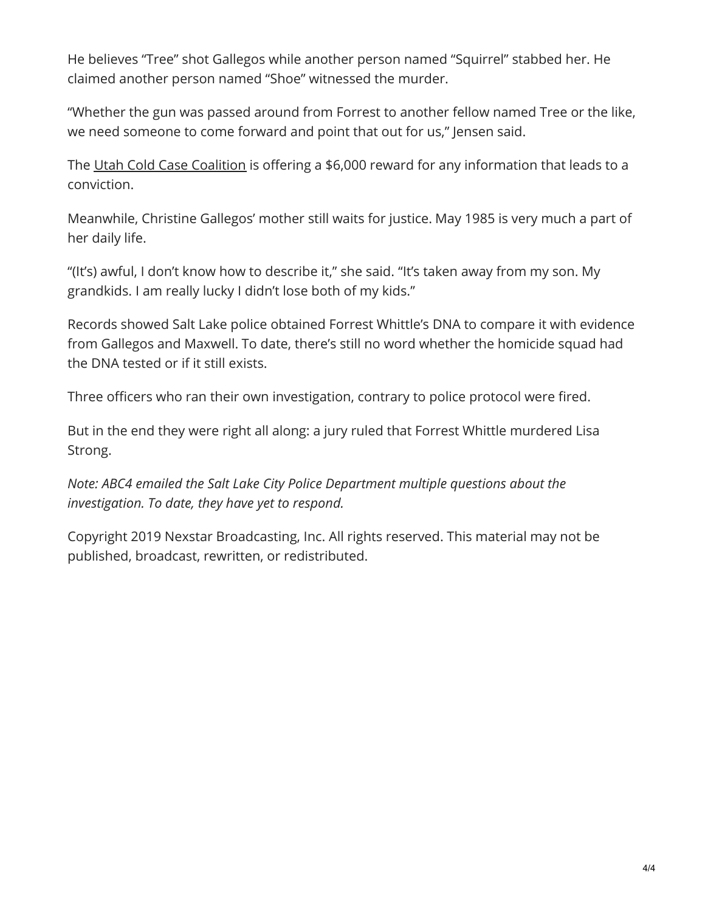He believes "Tree" shot Gallegos while another person named "Squirrel" stabbed her. He claimed another person named "Shoe" witnessed the murder.

"Whether the gun was passed around from Forrest to another fellow named Tree or the like, we need someone to come forward and point that out for us," Jensen said.

The Utah Cold Case Coalition is offering a $6,000 reward for any information that leads to a conviction.

Meanwhile, Christine Gallegos' mother still waits for justice. May 1985 is very much a part of her daily life.

"(It's) awful, I don't know how to describe it," she said. "It's taken away from my son. My grandkids. I am really lucky I didn't lose both of my kids."

Records showed Salt Lake police obtained Forrest Whittle's DNA to compare it with evidence from Gallegos and Maxwell. To date, there's still no word whether the homicide squad had the DNA tested or if it still exists.

Three officers who ran their own investigation, contrary to police protocol were fired.

But in the end they were right all along: a jury ruled that Forrest Whittle murdered Lisa Strong.

*Note: ABC4 emailed the Salt Lake City Police Department multiple questions about the investigation. To date, they have yet to respond.*

Copyright 2019 Nexstar Broadcasting, Inc. All rights reserved. This material may not be published, broadcast, rewritten, or redistributed.